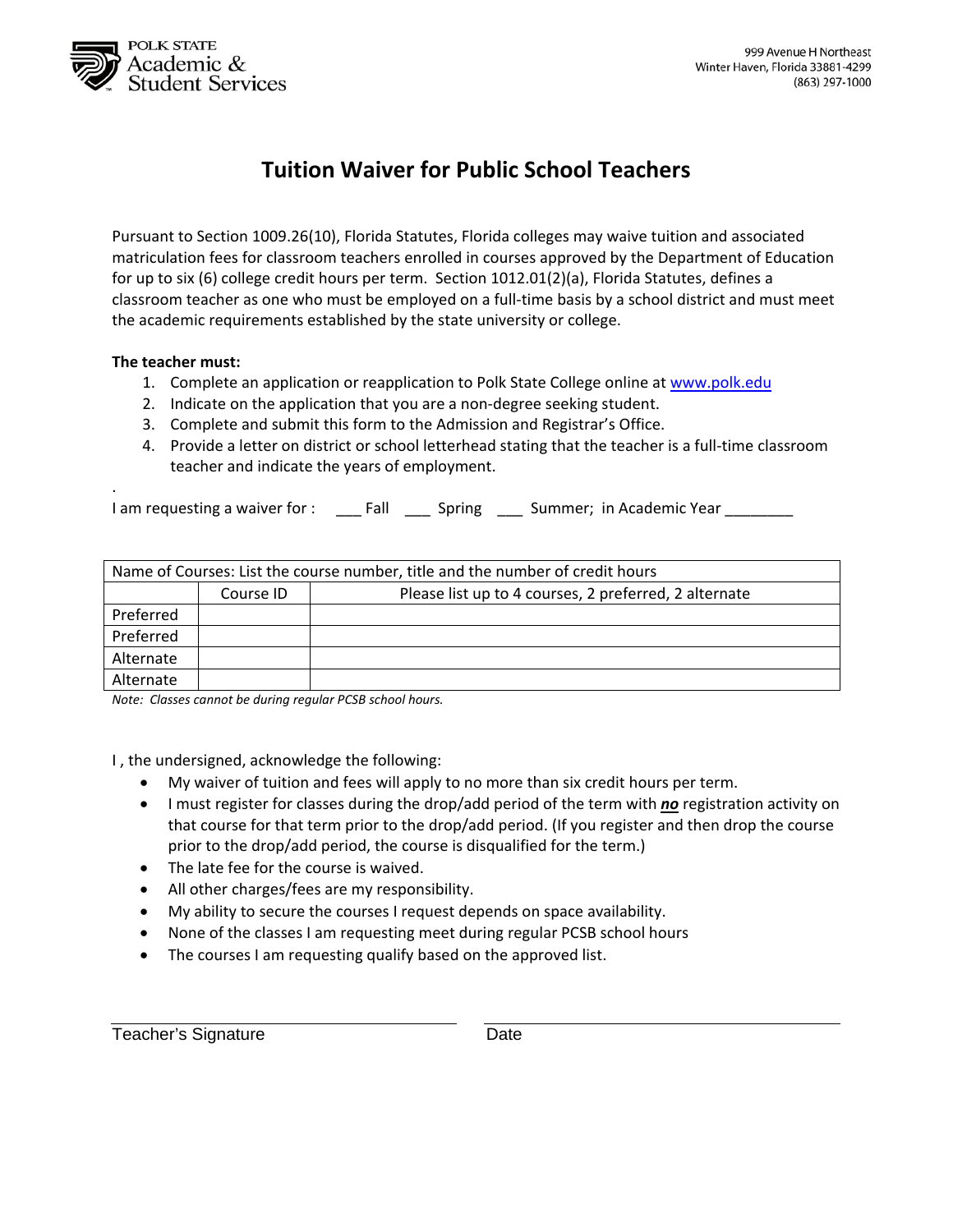POLK STATE
Academic &
Student Services

999 Avenue H Northeast
Winter Haven, Florida 33881-4299
(863) 297-1000

# Tuition Waiver for Public School Teachers

Pursuant to Section 1009.26(10), Florida Statutes, Florida colleges may waive tuition and associated matriculation fees for classroom teachers enrolled in courses approved by the Department of Education for up to six (6) college credit hours per term. Section 1012.01(2)(a), Florida Statutes, defines a classroom teacher as one who must be employed on a full-time basis by a school district and must meet the academic requirements established by the state university or college.

**The teacher must:**

1. Complete an application or reapplication to Polk State College online at [www.polk.edu](www.polk.edu)
2. Indicate on the application that you are a non-degree seeking student.
3. Complete and submit this form to the Admission and Registrar's Office.
4. Provide a letter on district or school letterhead stating that the teacher is a full-time classroom teacher and indicate the years of employment.

.

I am requesting a waiver for : ___ Fall ___ Spring ___ Summer; in Academic Year ________

| Name of Courses: List the course number, title and the number of credit hours | | |
|---|---|---|
| | Course ID | Please list up to 4 courses, 2 preferred, 2 alternate |
| Preferred | | |
| Preferred | | |
| Alternate | | |
| Alternate | | |

*Note: Classes cannot be during regular PCSB school hours.*

I , the undersigned, acknowledge the following:

- My waiver of tuition and fees will apply to no more than six credit hours per term.
- I must register for classes during the drop/add period of the term with ***no*** registration activity on that course for that term prior to the drop/add period. (If you register and then drop the course prior to the drop/add period, the course is disqualified for the term.)
- The late fee for the course is waived.
- All other charges/fees are my responsibility.
- My ability to secure the courses I request depends on space availability.
- None of the classes I am requesting meet during regular PCSB school hours
- The courses I am requesting qualify based on the approved list.

_______________________________ _______________________________
Teacher's Signature Date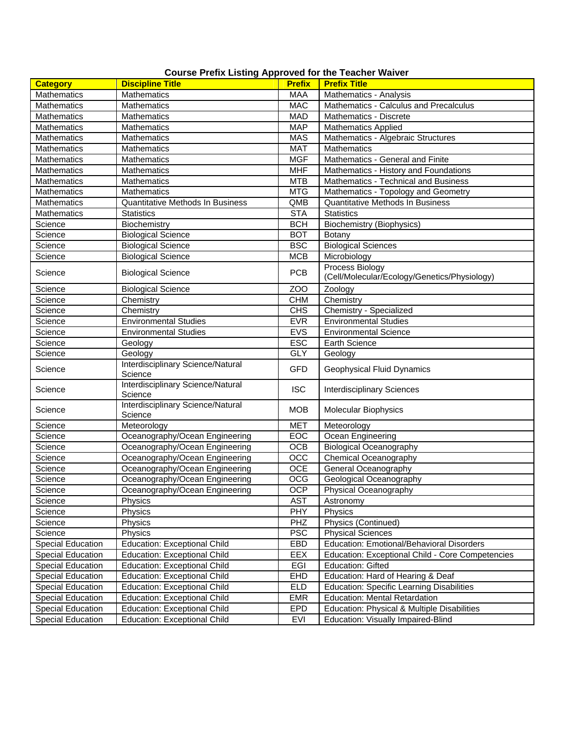**Course Prefix Listing Approved for the Teacher Waiver**

| Category | Discipline Title | Prefix | Prefix Title |
|---|---|---|---|
| Mathematics | Mathematics | MAA | Mathematics - Analysis |
| Mathematics | Mathematics | MAC | Mathematics - Calculus and Precalculus |
| Mathematics | Mathematics | MAD | Mathematics - Discrete |
| Mathematics | Mathematics | MAP | Mathematics Applied |
| Mathematics | Mathematics | MAS | Mathematics - Algebraic Structures |
| Mathematics | Mathematics | MAT | Mathematics |
| Mathematics | Mathematics | MGF | Mathematics - General and Finite |
| Mathematics | Mathematics | MHF | Mathematics - History and Foundations |
| Mathematics | Mathematics | MTB | Mathematics - Technical and Business |
| Mathematics | Mathematics | MTG | Mathematics - Topology and Geometry |
| Mathematics | Quantitative Methods In Business | QMB | Quantitative Methods In Business |
| Mathematics | Statistics | STA | Statistics |
| Science | Biochemistry | BCH | Biochemistry (Biophysics) |
| Science | Biological Science | BOT | Botany |
| Science | Biological Science | BSC | Biological Sciences |
| Science | Biological Science | MCB | Microbiology |
| Science | Biological Science | PCB | Process Biology (Cell/Molecular/Ecology/Genetics/Physiology) |
| Science | Biological Science | ZOO | Zoology |
| Science | Chemistry | CHM | Chemistry |
| Science | Chemistry | CHS | Chemistry - Specialized |
| Science | Environmental Studies | EVR | Environmental Studies |
| Science | Environmental Studies | EVS | Environmental Science |
| Science | Geology | ESC | Earth Science |
| Science | Geology | GLY | Geology |
| Science | Interdisciplinary Science/Natural Science | GFD | Geophysical Fluid Dynamics |
| Science | Interdisciplinary Science/Natural Science | ISC | Interdisciplinary Sciences |
| Science | Interdisciplinary Science/Natural Science | MOB | Molecular Biophysics |
| Science | Meteorology | MET | Meteorology |
| Science | Oceanography/Ocean Engineering | EOC | Ocean Engineering |
| Science | Oceanography/Ocean Engineering | OCB | Biological Oceanography |
| Science | Oceanography/Ocean Engineering | OCC | Chemical Oceanography |
| Science | Oceanography/Ocean Engineering | OCE | General Oceanography |
| Science | Oceanography/Ocean Engineering | OCG | Geological Oceanography |
| Science | Oceanography/Ocean Engineering | OCP | Physical Oceanography |
| Science | Physics | AST | Astronomy |
| Science | Physics | PHY | Physics |
| Science | Physics | PHZ | Physics (Continued) |
| Science | Physics | PSC | Physical Sciences |
| Special Education | Education: Exceptional Child | EBD | Education: Emotional/Behavioral Disorders |
| Special Education | Education: Exceptional Child | EEX | Education: Exceptional Child - Core Competencies |
| Special Education | Education: Exceptional Child | EGI | Education: Gifted |
| Special Education | Education: Exceptional Child | EHD | Education: Hard of Hearing & Deaf |
| Special Education | Education: Exceptional Child | ELD | Education: Specific Learning Disabilities |
| Special Education | Education: Exceptional Child | EMR | Education: Mental Retardation |
| Special Education | Education: Exceptional Child | EPD | Education: Physical & Multiple Disabilities |
| Special Education | Education: Exceptional Child | EVI | Education: Visually Impaired-Blind |